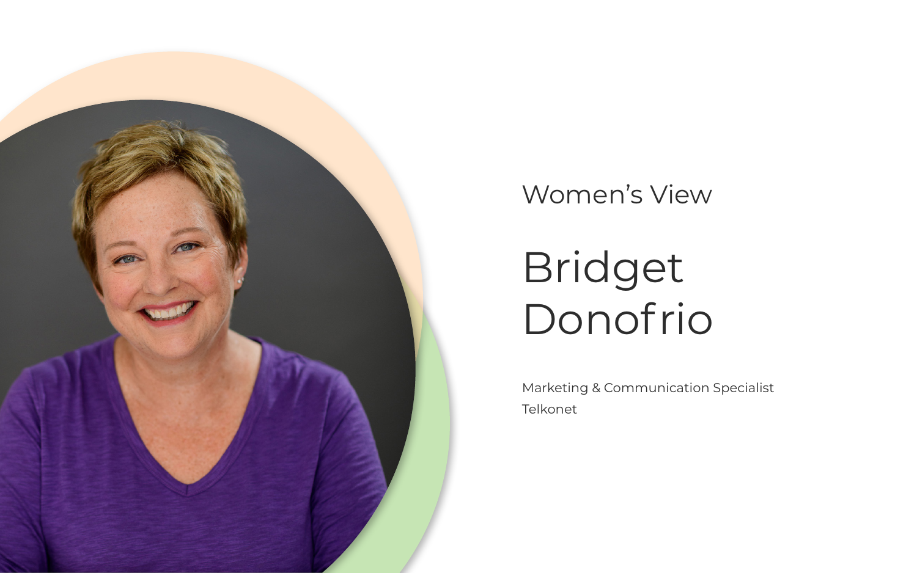Women's View

# Bridget Donofrio

Marketing & Communication Specialist
Telkonet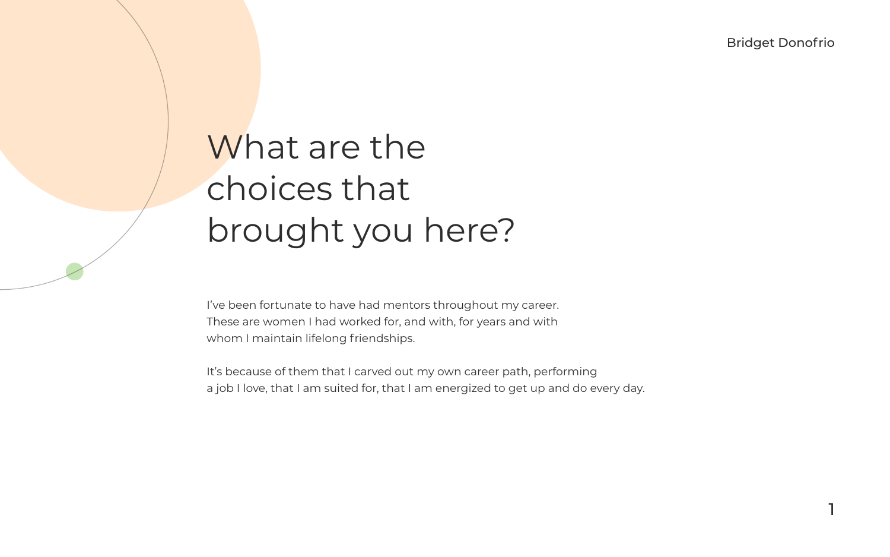# What are the choices that brought you here?

I've been fortunate to have had mentors throughout my career. These are women I had worked for, and with, for years and with whom I maintain lifelong friendships.

It's because of them that I carved out my own career path, performing a job I love, that I am suited for, that I am energized to get up and do every day.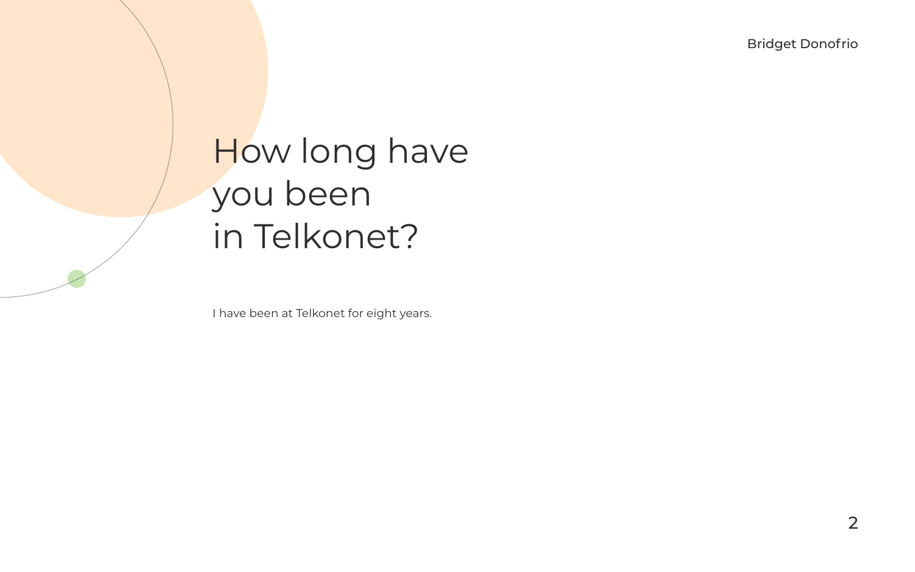# How long have you been in Telkonet?

I have been at Telkonet for eight years.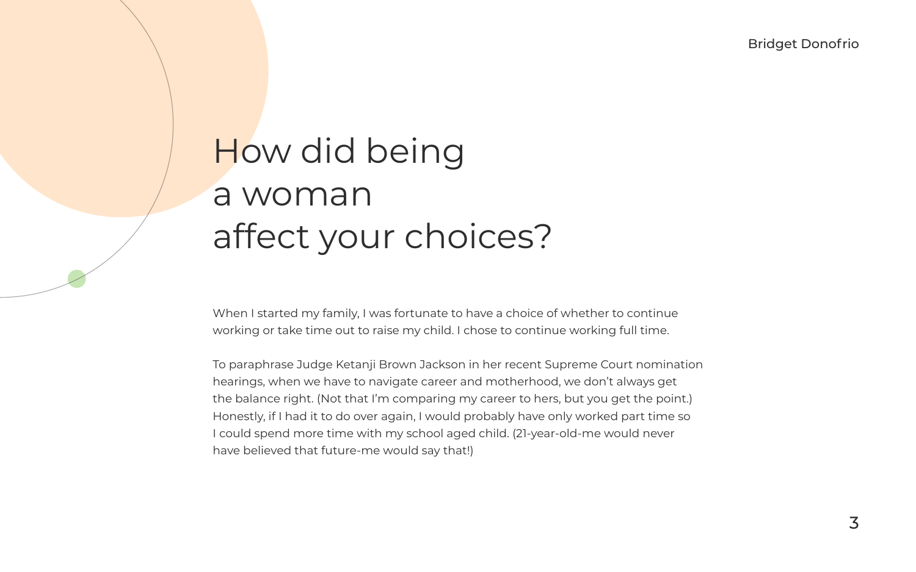# How did being a woman affect your choices?

When I started my family, I was fortunate to have a choice of whether to continue working or take time out to raise my child. I chose to continue working full time.

To paraphrase Judge Ketanji Brown Jackson in her recent Supreme Court nomination hearings, when we have to navigate career and motherhood, we don't always get the balance right. (Not that I'm comparing my career to hers, but you get the point.) Honestly, if I had it to do over again, I would probably have only worked part time so I could spend more time with my school aged child. (21-year-old-me would never have believed that future-me would say that!)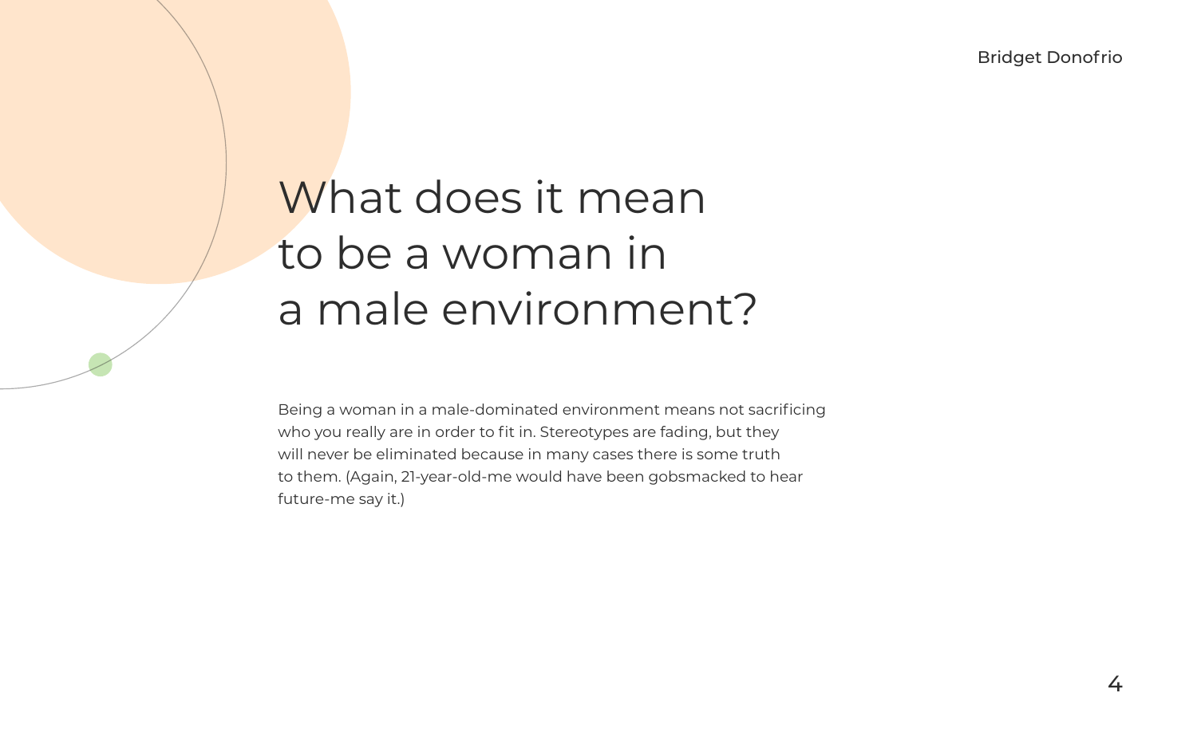# What does it mean to be a woman in a male environment?

Being a woman in a male-dominated environment means not sacrificing who you really are in order to fit in. Stereotypes are fading, but they will never be eliminated because in many cases there is some truth to them. (Again, 21-year-old-me would have been gobsmacked to hear future-me say it.)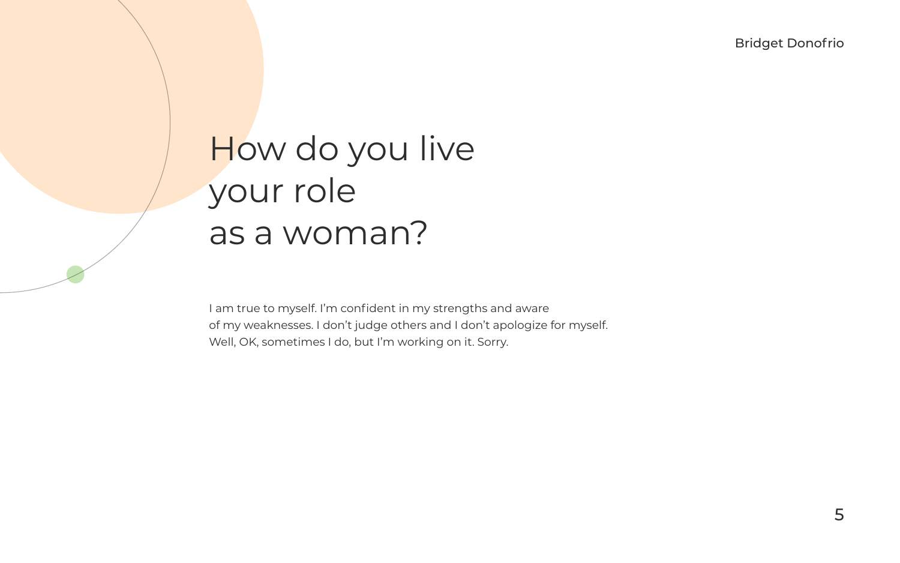# How do you live your role as a woman?

I am true to myself. I'm confident in my strengths and aware of my weaknesses. I don't judge others and I don't apologize for myself. Well, OK, sometimes I do, but I'm working on it. Sorry.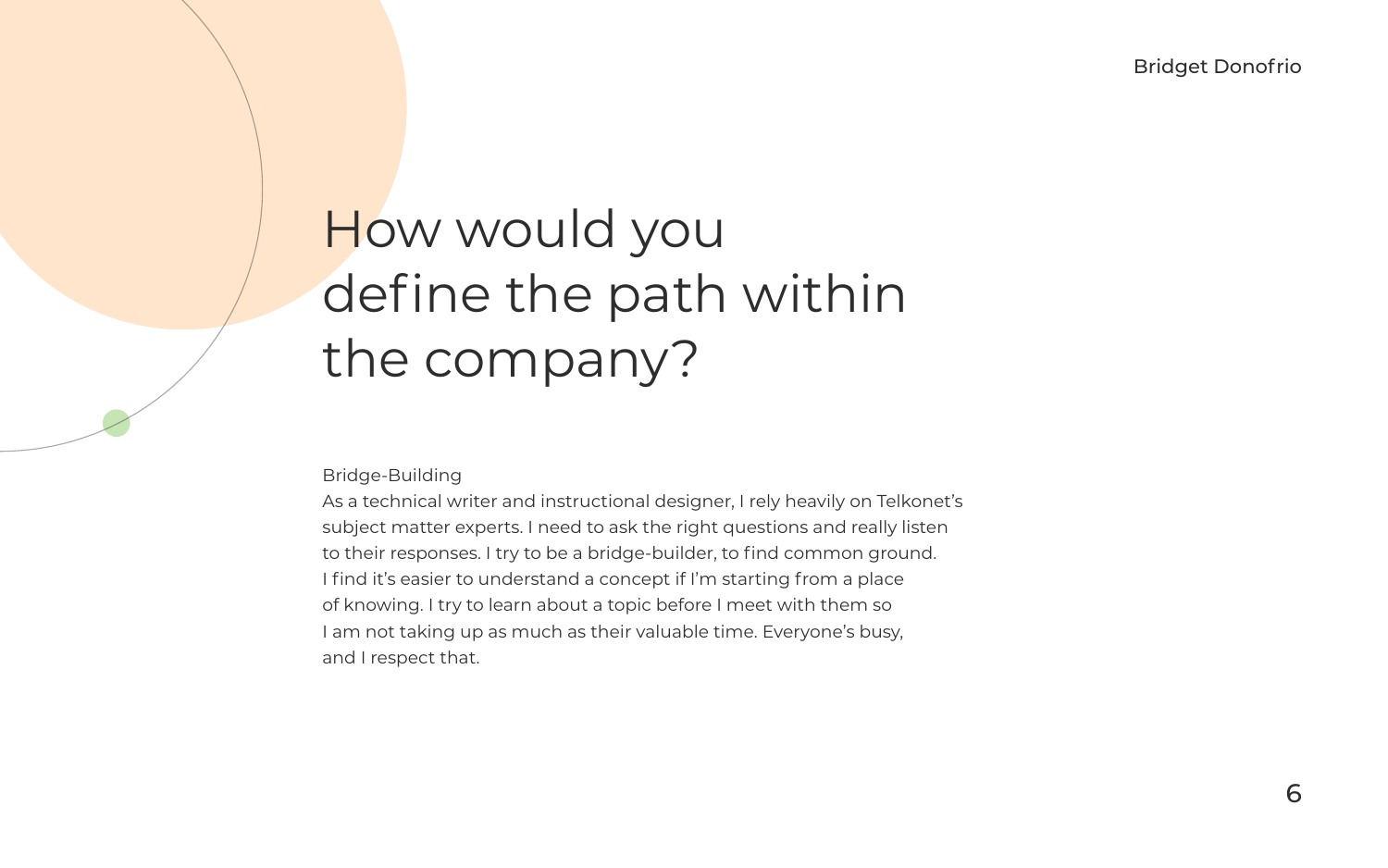# How would you define the path within the company?

Bridge-Building

As a technical writer and instructional designer, I rely heavily on Telkonet's subject matter experts. I need to ask the right questions and really listen to their responses. I try to be a bridge-builder, to find common ground. I find it's easier to understand a concept if I'm starting from a place of knowing. I try to learn about a topic before I meet with them so I am not taking up as much as their valuable time. Everyone's busy, and I respect that.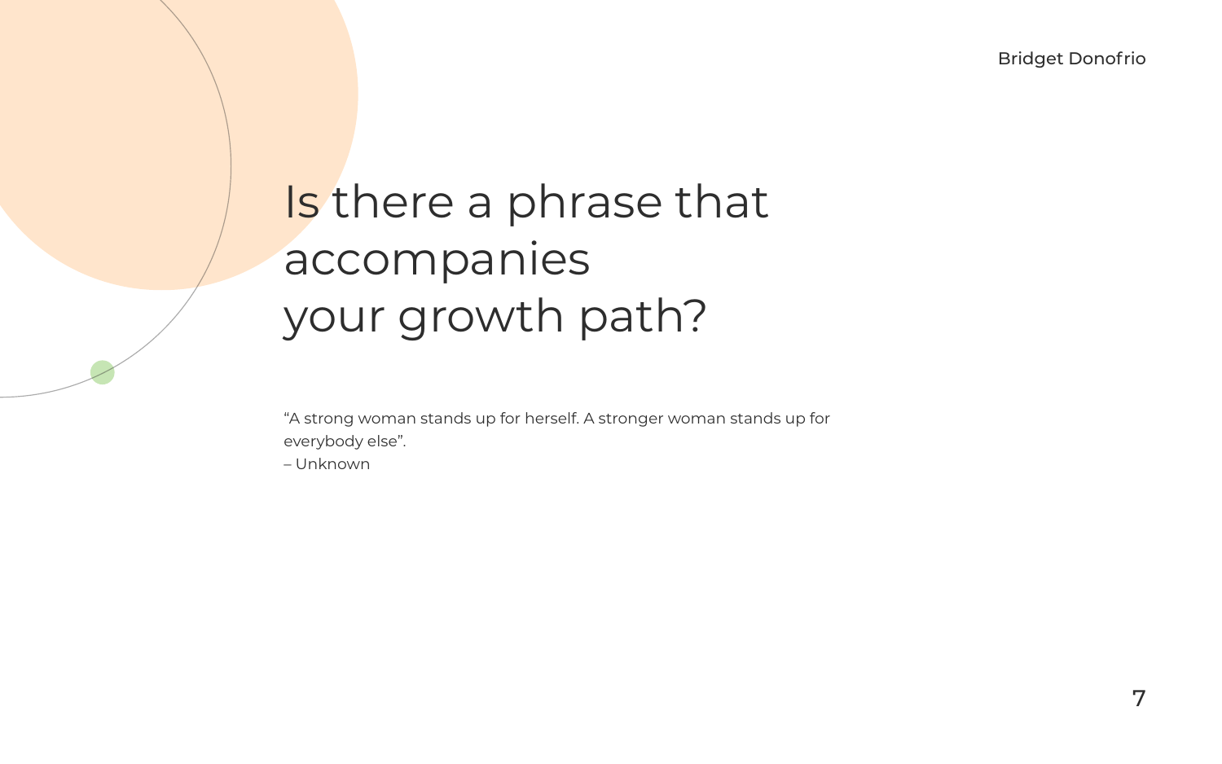# Is there a phrase that accompanies your growth path?

“A strong woman stands up for herself. A stronger woman stands up for everybody else”.
– Unknown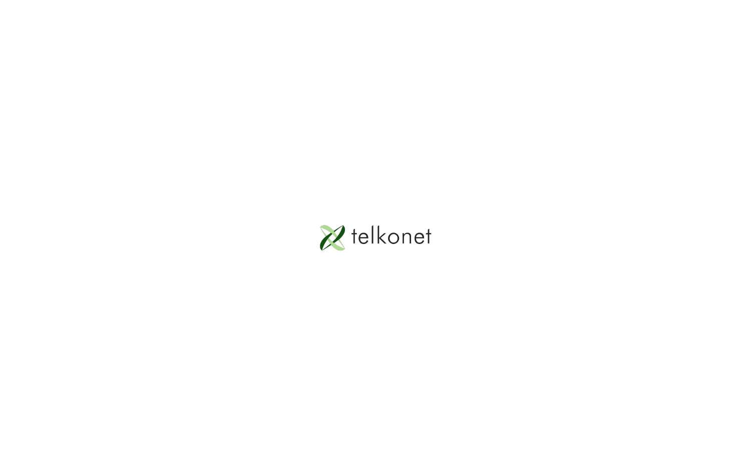telkonet